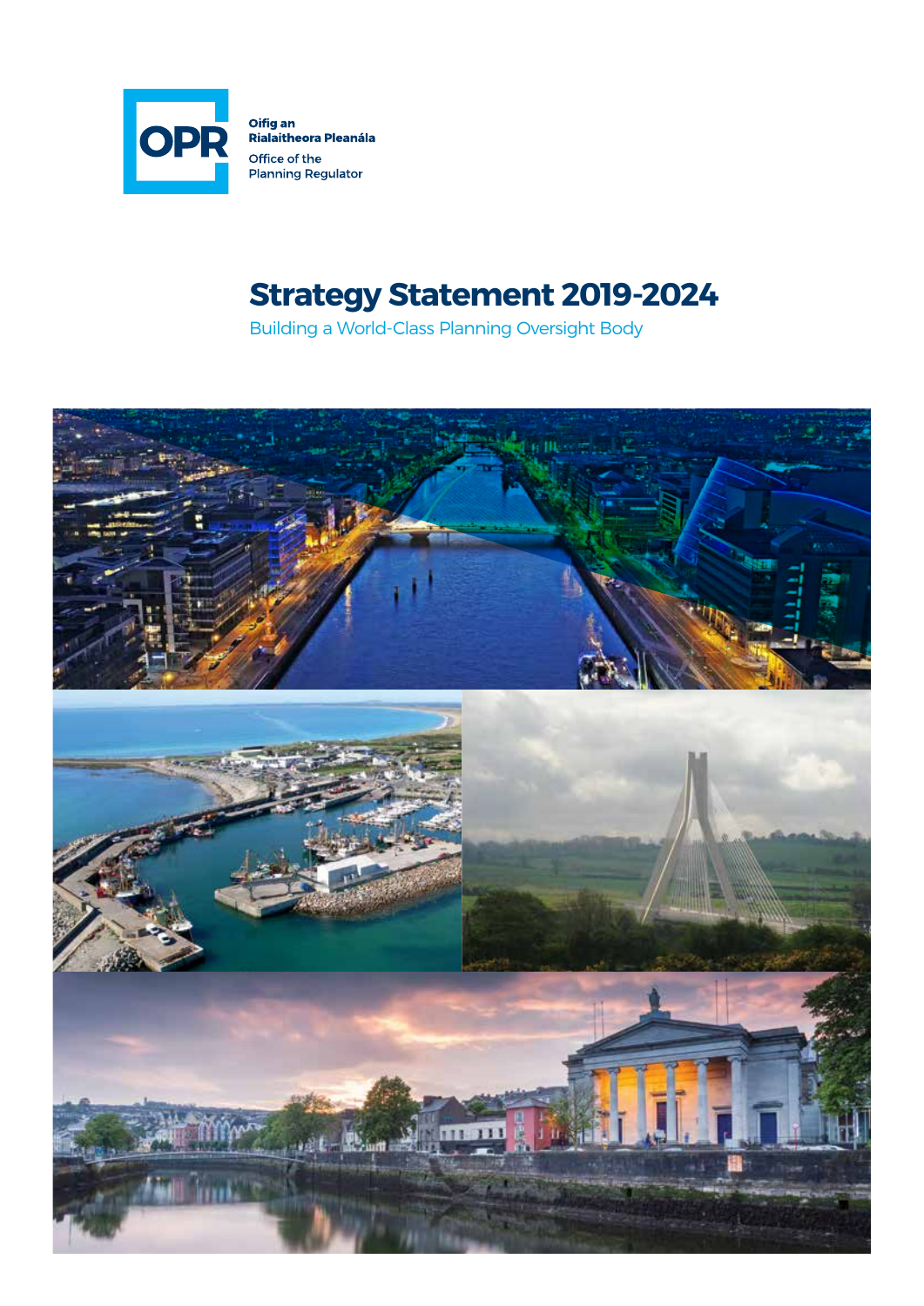OPR

Oifig an Rialaitheora Pleanála

Office of the Planning Regulator

# Strategy Statement 2019-2024

Building a World-Class Planning Oversight Body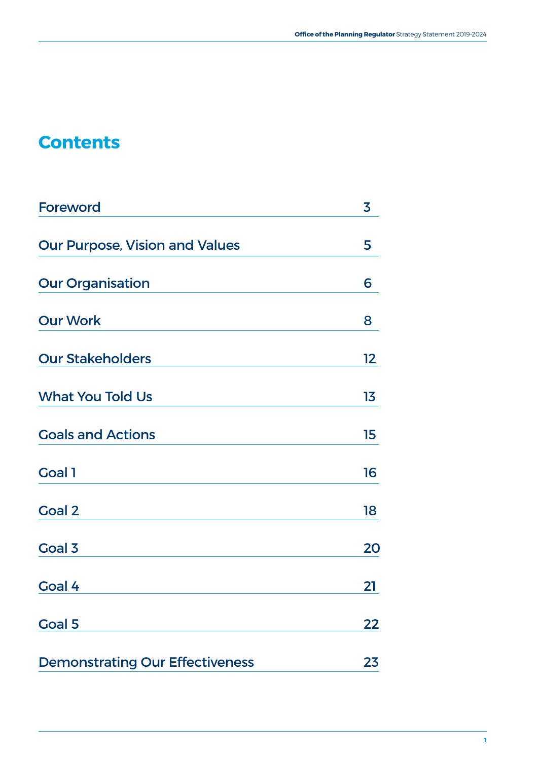# Contents

| | |
|---|---|
| Foreword | 3 |
| Our Purpose, Vision and Values | 5 |
| Our Organisation | 6 |
| Our Work | 8 |
| Our Stakeholders | 12 |
| What You Told Us | 13 |
| Goals and Actions | 15 |
| Goal 1 | 16 |
| Goal 2 | 18 |
| Goal 3 | 20 |
| Goal 4 | 21 |
| Goal 5 | 22 |
| Demonstrating Our Effectiveness | 23 |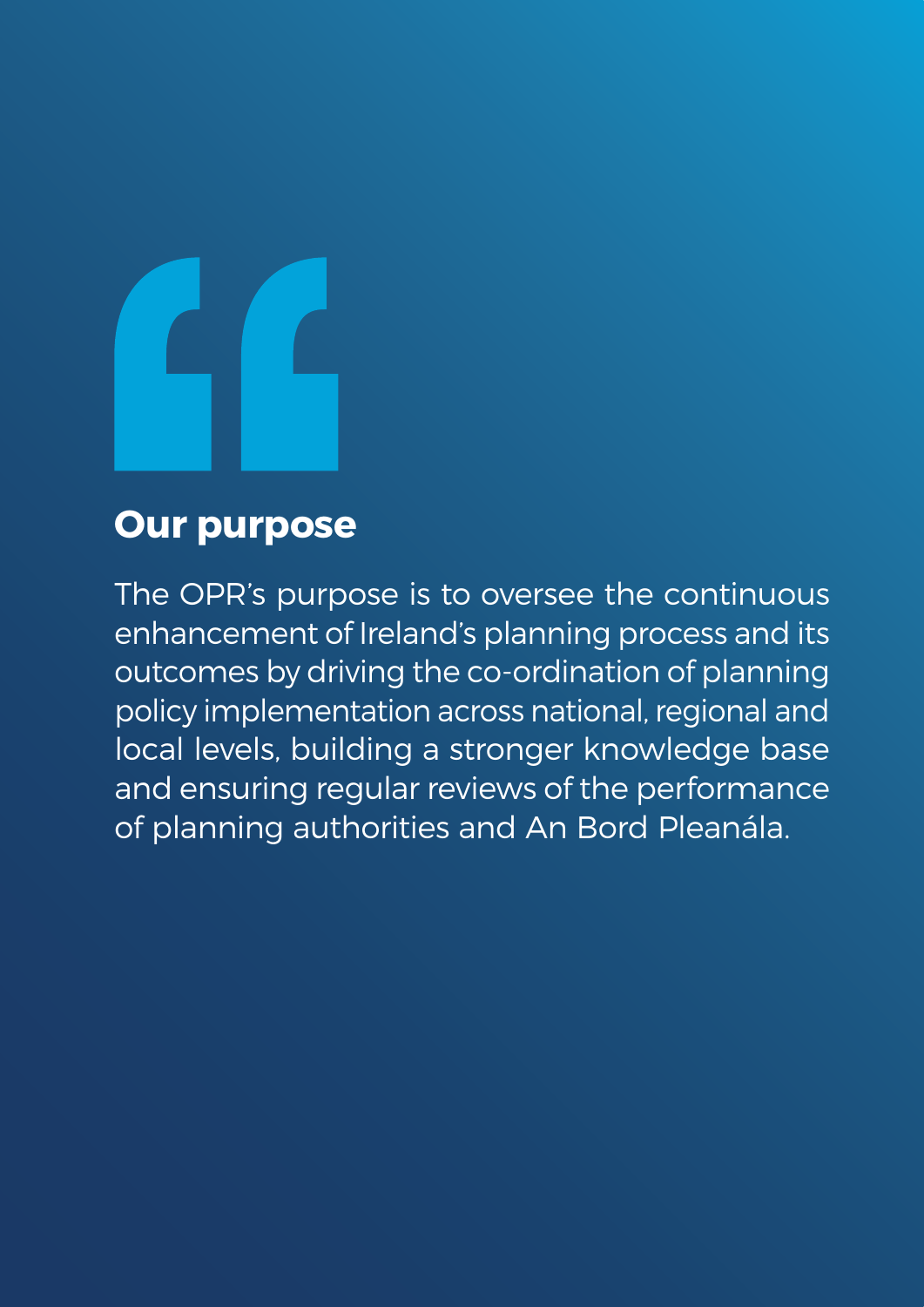## Our purpose

The OPR's purpose is to oversee the continuous enhancement of Ireland's planning process and its outcomes by driving the co-ordination of planning policy implementation across national, regional and local levels, building a stronger knowledge base and ensuring regular reviews of the performance of planning authorities and An Bord Pleanála.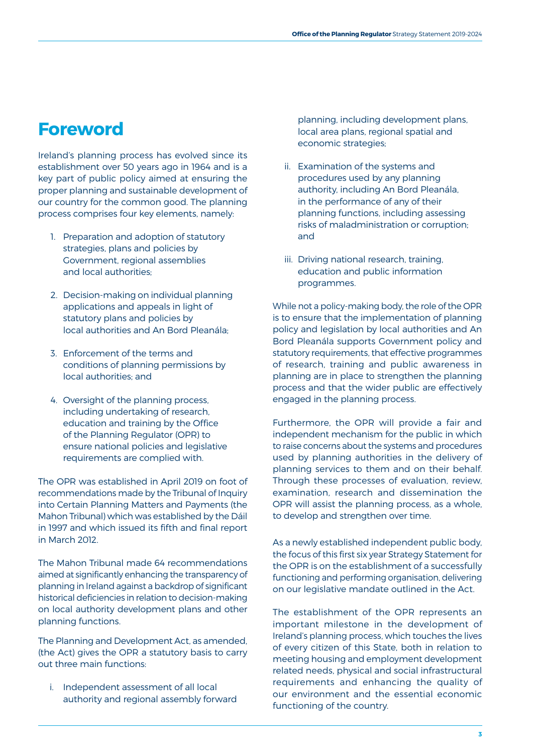# Foreword

Ireland's planning process has evolved since its establishment over 50 years ago in 1964 and is a key part of public policy aimed at ensuring the proper planning and sustainable development of our country for the common good. The planning process comprises four key elements, namely:

1. Preparation and adoption of statutory strategies, plans and policies by Government, regional assemblies and local authorities;

2. Decision-making on individual planning applications and appeals in light of statutory plans and policies by local authorities and An Bord Pleanála;

3. Enforcement of the terms and conditions of planning permissions by local authorities; and

4. Oversight of the planning process, including undertaking of research, education and training by the Office of the Planning Regulator (OPR) to ensure national policies and legislative requirements are complied with.

The OPR was established in April 2019 on foot of recommendations made by the Tribunal of Inquiry into Certain Planning Matters and Payments (the Mahon Tribunal) which was established by the Dáil in 1997 and which issued its fifth and final report in March 2012.

The Mahon Tribunal made 64 recommendations aimed at significantly enhancing the transparency of planning in Ireland against a backdrop of significant historical deficiencies in relation to decision-making on local authority development plans and other planning functions.

The Planning and Development Act, as amended, (the Act) gives the OPR a statutory basis to carry out three main functions:

i. Independent assessment of all local authority and regional assembly forward planning, including development plans, local area plans, regional spatial and economic strategies;

ii. Examination of the systems and procedures used by any planning authority, including An Bord Pleanála, in the performance of any of their planning functions, including assessing risks of maladministration or corruption; and

iii. Driving national research, training, education and public information programmes.

While not a policy-making body, the role of the OPR is to ensure that the implementation of planning policy and legislation by local authorities and An Bord Pleanála supports Government policy and statutory requirements, that effective programmes of research, training and public awareness in planning are in place to strengthen the planning process and that the wider public are effectively engaged in the planning process.

Furthermore, the OPR will provide a fair and independent mechanism for the public in which to raise concerns about the systems and procedures used by planning authorities in the delivery of planning services to them and on their behalf. Through these processes of evaluation, review, examination, research and dissemination the OPR will assist the planning process, as a whole, to develop and strengthen over time.

As a newly established independent public body, the focus of this first six year Strategy Statement for the OPR is on the establishment of a successfully functioning and performing organisation, delivering on our legislative mandate outlined in the Act.

The establishment of the OPR represents an important milestone in the development of Ireland's planning process, which touches the lives of every citizen of this State, both in relation to meeting housing and employment development related needs, physical and social infrastructural requirements and enhancing the quality of our environment and the essential economic functioning of the country.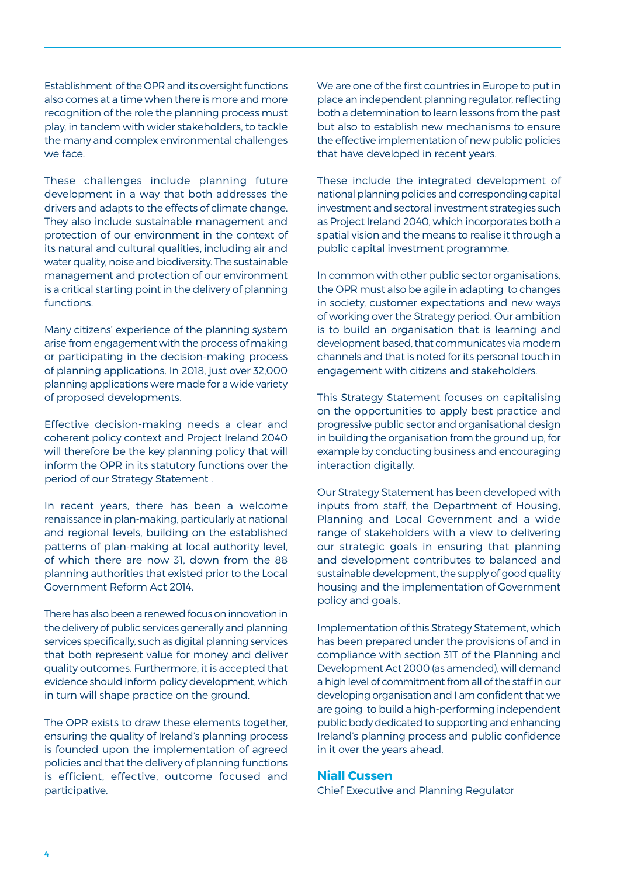Establishment of the OPR and its oversight functions also comes at a time when there is more and more recognition of the role the planning process must play, in tandem with wider stakeholders, to tackle the many and complex environmental challenges we face.

These challenges include planning future development in a way that both addresses the drivers and adapts to the effects of climate change. They also include sustainable management and protection of our environment in the context of its natural and cultural qualities, including air and water quality, noise and biodiversity. The sustainable management and protection of our environment is a critical starting point in the delivery of planning functions.

Many citizens' experience of the planning system arise from engagement with the process of making or participating in the decision-making process of planning applications. In 2018, just over 32,000 planning applications were made for a wide variety of proposed developments.

Effective decision-making needs a clear and coherent policy context and Project Ireland 2040 will therefore be the key planning policy that will inform the OPR in its statutory functions over the period of our Strategy Statement .

In recent years, there has been a welcome renaissance in plan-making, particularly at national and regional levels, building on the established patterns of plan-making at local authority level, of which there are now 31, down from the 88 planning authorities that existed prior to the Local Government Reform Act 2014.

There has also been a renewed focus on innovation in the delivery of public services generally and planning services specifically, such as digital planning services that both represent value for money and deliver quality outcomes. Furthermore, it is accepted that evidence should inform policy development, which in turn will shape practice on the ground.

The OPR exists to draw these elements together, ensuring the quality of Ireland's planning process is founded upon the implementation of agreed policies and that the delivery of planning functions is efficient, effective, outcome focused and participative.

We are one of the first countries in Europe to put in place an independent planning regulator, reflecting both a determination to learn lessons from the past but also to establish new mechanisms to ensure the effective implementation of new public policies that have developed in recent years.

These include the integrated development of national planning policies and corresponding capital investment and sectoral investment strategies such as Project Ireland 2040, which incorporates both a spatial vision and the means to realise it through a public capital investment programme.

In common with other public sector organisations, the OPR must also be agile in adapting to changes in society, customer expectations and new ways of working over the Strategy period. Our ambition is to build an organisation that is learning and development based, that communicates via modern channels and that is noted for its personal touch in engagement with citizens and stakeholders.

This Strategy Statement focuses on capitalising on the opportunities to apply best practice and progressive public sector and organisational design in building the organisation from the ground up, for example by conducting business and encouraging interaction digitally.

Our Strategy Statement has been developed with inputs from staff, the Department of Housing, Planning and Local Government and a wide range of stakeholders with a view to delivering our strategic goals in ensuring that planning and development contributes to balanced and sustainable development, the supply of good quality housing and the implementation of Government policy and goals.

Implementation of this Strategy Statement, which has been prepared under the provisions of and in compliance with section 31T of the Planning and Development Act 2000 (as amended), will demand a high level of commitment from all of the staff in our developing organisation and I am confident that we are going to build a high-performing independent public body dedicated to supporting and enhancing Ireland's planning process and public confidence in it over the years ahead.

**Niall Cussen**
Chief Executive and Planning Regulator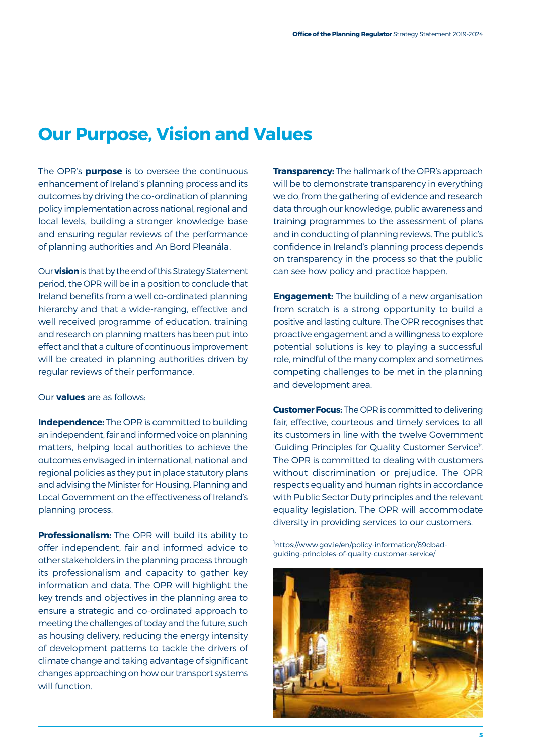# Our Purpose, Vision and Values

The OPR's **purpose** is to oversee the continuous enhancement of Ireland's planning process and its outcomes by driving the co-ordination of planning policy implementation across national, regional and local levels, building a stronger knowledge base and ensuring regular reviews of the performance of planning authorities and An Bord Pleanála.

Our **vision** is that by the end of this Strategy Statement period, the OPR will be in a position to conclude that Ireland benefits from a well co-ordinated planning hierarchy and that a wide-ranging, effective and well received programme of education, training and research on planning matters has been put into effect and that a culture of continuous improvement will be created in planning authorities driven by regular reviews of their performance.

Our **values** are as follows:

**Independence:** The OPR is committed to building an independent, fair and informed voice on planning matters, helping local authorities to achieve the outcomes envisaged in international, national and regional policies as they put in place statutory plans and advising the Minister for Housing, Planning and Local Government on the effectiveness of Ireland's planning process.

**Professionalism:** The OPR will build its ability to offer independent, fair and informed advice to other stakeholders in the planning process through its professionalism and capacity to gather key information and data. The OPR will highlight the key trends and objectives in the planning area to ensure a strategic and co-ordinated approach to meeting the challenges of today and the future, such as housing delivery, reducing the energy intensity of development patterns to tackle the drivers of climate change and taking advantage of significant changes approaching on how our transport systems will function.

**Transparency:** The hallmark of the OPR's approach will be to demonstrate transparency in everything we do, from the gathering of evidence and research data through our knowledge, public awareness and training programmes to the assessment of plans and in conducting of planning reviews. The public's confidence in Ireland's planning process depends on transparency in the process so that the public can see how policy and practice happen.

**Engagement:** The building of a new organisation from scratch is a strong opportunity to build a positive and lasting culture. The OPR recognises that proactive engagement and a willingness to explore potential solutions is key to playing a successful role, mindful of the many complex and sometimes competing challenges to be met in the planning and development area.

**Customer Focus:** The OPR is committed to delivering fair, effective, courteous and timely services to all its customers in line with the twelve Government 'Guiding Principles for Quality Customer Service[1]'. The OPR is committed to dealing with customers without discrimination or prejudice. The OPR respects equality and human rights in accordance with Public Sector Duty principles and the relevant equality legislation. The OPR will accommodate diversity in providing services to our customers.

[1] https://www.gov.ie/en/policy-information/89dbad-guiding-principles-of-quality-customer-service/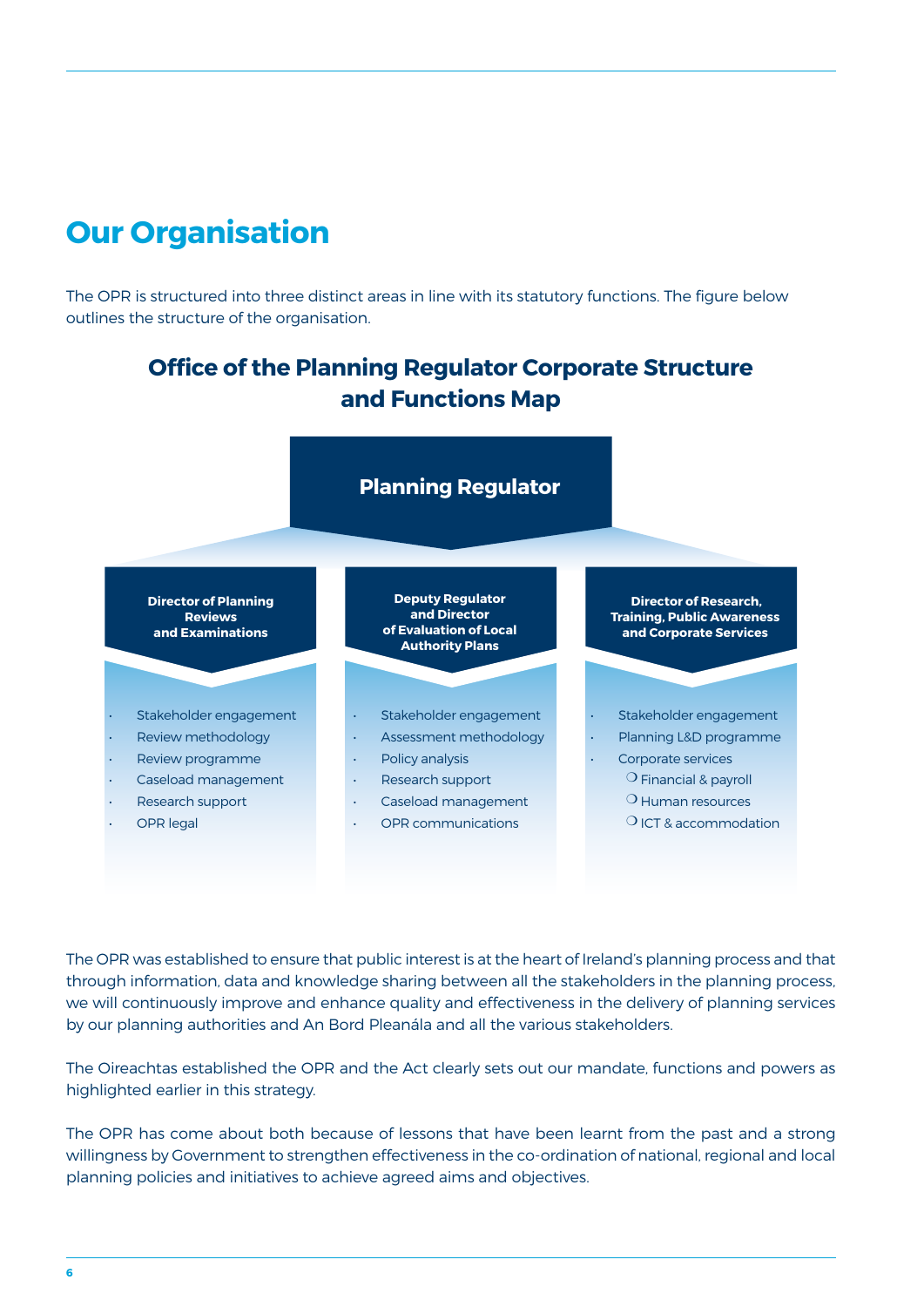# Our Organisation

The OPR is structured into three distinct areas in line with its statutory functions. The figure below outlines the structure of the organisation.

## Office of the Planning Regulator Corporate Structure and Functions Map

### Planning Regulator

**Director of Planning Reviews and Examinations**

- Stakeholder engagement
- Review methodology
- Review programme
- Caseload management
- Research support
- OPR legal

**Deputy Regulator and Director of Evaluation of Local Authority Plans**

- Stakeholder engagement
- Assessment methodology
- Policy analysis
- Research support
- Caseload management
- OPR communications

**Director of Research, Training, Public Awareness and Corporate Services**

- Stakeholder engagement
- Planning L&D programme
- Corporate services
  - Financial & payroll
  - Human resources
  - ICT & accommodation

The OPR was established to ensure that public interest is at the heart of Ireland's planning process and that through information, data and knowledge sharing between all the stakeholders in the planning process, we will continuously improve and enhance quality and effectiveness in the delivery of planning services by our planning authorities and An Bord Pleanála and all the various stakeholders.

The Oireachtas established the OPR and the Act clearly sets out our mandate, functions and powers as highlighted earlier in this strategy.

The OPR has come about both because of lessons that have been learnt from the past and a strong willingness by Government to strengthen effectiveness in the co-ordination of national, regional and local planning policies and initiatives to achieve agreed aims and objectives.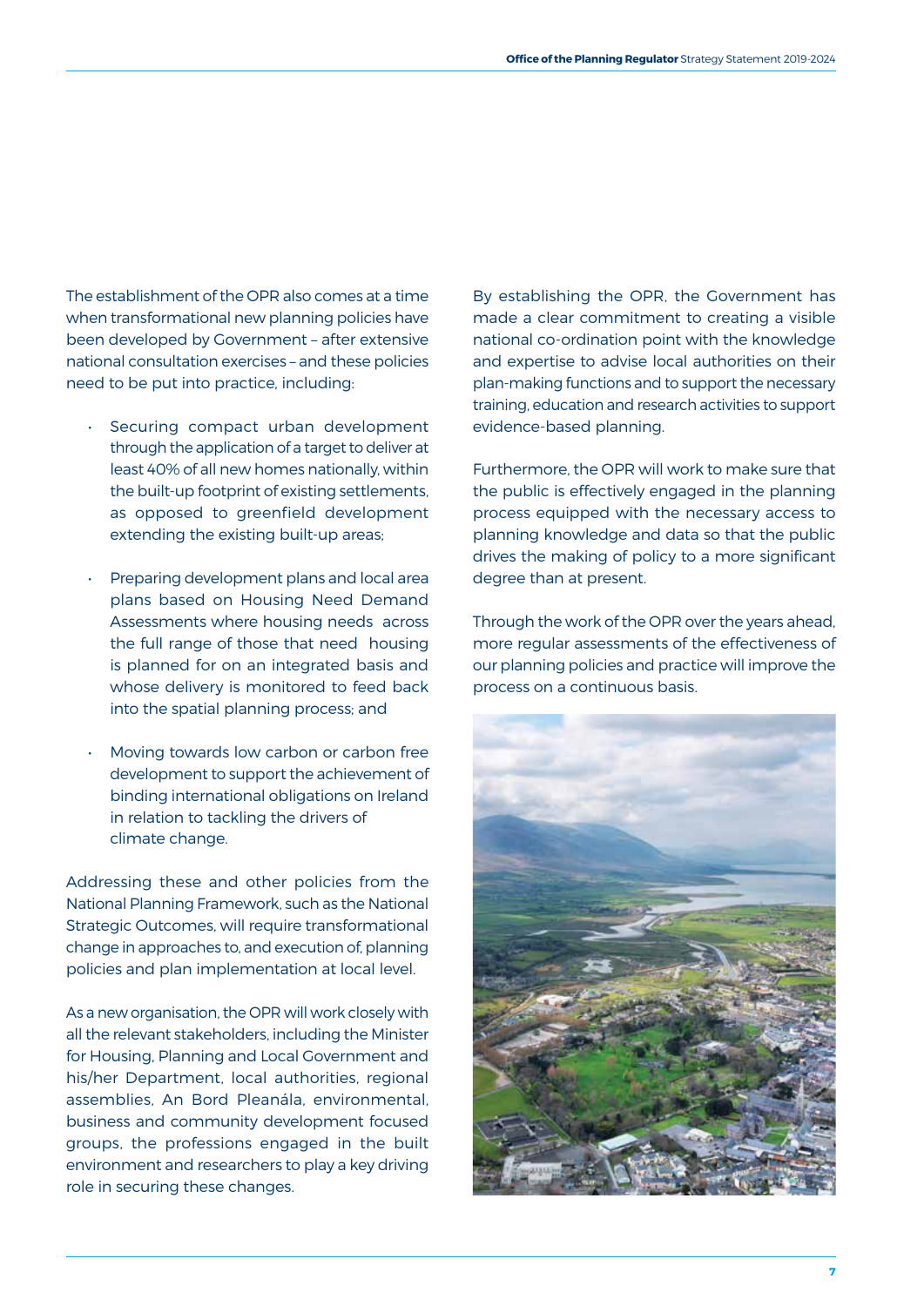The establishment of the OPR also comes at a time when transformational new planning policies have been developed by Government – after extensive national consultation exercises – and these policies need to be put into practice, including:

- Securing compact urban development through the application of a target to deliver at least 40% of all new homes nationally, within the built-up footprint of existing settlements, as opposed to greenfield development extending the existing built-up areas;
- Preparing development plans and local area plans based on Housing Need Demand Assessments where housing needs across the full range of those that need housing is planned for on an integrated basis and whose delivery is monitored to feed back into the spatial planning process; and
- Moving towards low carbon or carbon free development to support the achievement of binding international obligations on Ireland in relation to tackling the drivers of climate change.

Addressing these and other policies from the National Planning Framework, such as the National Strategic Outcomes, will require transformational change in approaches to, and execution of, planning policies and plan implementation at local level.

As a new organisation, the OPR will work closely with all the relevant stakeholders, including the Minister for Housing, Planning and Local Government and his/her Department, local authorities, regional assemblies, An Bord Pleanála, environmental, business and community development focused groups, the professions engaged in the built environment and researchers to play a key driving role in securing these changes.

By establishing the OPR, the Government has made a clear commitment to creating a visible national co-ordination point with the knowledge and expertise to advise local authorities on their plan-making functions and to support the necessary training, education and research activities to support evidence-based planning.

Furthermore, the OPR will work to make sure that the public is effectively engaged in the planning process equipped with the necessary access to planning knowledge and data so that the public drives the making of policy to a more significant degree than at present.

Through the work of the OPR over the years ahead, more regular assessments of the effectiveness of our planning policies and practice will improve the process on a continuous basis.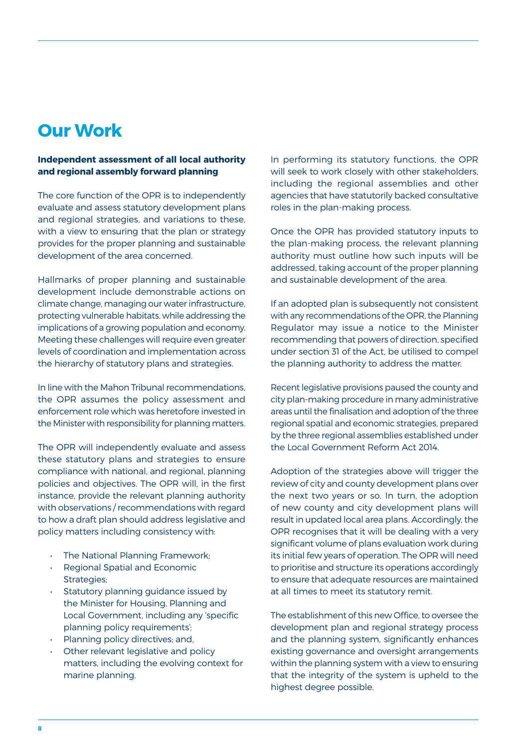# Our Work

**Independent assessment of all local authority and regional assembly forward planning**

The core function of the OPR is to independently evaluate and assess statutory development plans and regional strategies, and variations to these, with a view to ensuring that the plan or strategy provides for the proper planning and sustainable development of the area concerned.

Hallmarks of proper planning and sustainable development include demonstrable actions on climate change, managing our water infrastructure, protecting vulnerable habitats, while addressing the implications of a growing population and economy. Meeting these challenges will require even greater levels of coordination and implementation across the hierarchy of statutory plans and strategies.

In line with the Mahon Tribunal recommendations, the OPR assumes the policy assessment and enforcement role which was heretofore invested in the Minister with responsibility for planning matters.

The OPR will independently evaluate and assess these statutory plans and strategies to ensure compliance with national, and regional, planning policies and objectives. The OPR will, in the first instance, provide the relevant planning authority with observations / recommendations with regard to how a draft plan should address legislative and policy matters including consistency with:

- The National Planning Framework;
- Regional Spatial and Economic Strategies;
- Statutory planning guidance issued by the Minister for Housing, Planning and Local Government, including any 'specific planning policy requirements';
- Planning policy directives; and,
- Other relevant legislative and policy matters, including the evolving context for marine planning.

In performing its statutory functions, the OPR will seek to work closely with other stakeholders, including the regional assemblies and other agencies that have statutorily backed consultative roles in the plan-making process.

Once the OPR has provided statutory inputs to the plan-making process, the relevant planning authority must outline how such inputs will be addressed, taking account of the proper planning and sustainable development of the area.

If an adopted plan is subsequently not consistent with any recommendations of the OPR, the Planning Regulator may issue a notice to the Minister recommending that powers of direction, specified under section 31 of the Act, be utilised to compel the planning authority to address the matter.

Recent legislative provisions paused the county and city plan-making procedure in many administrative areas until the finalisation and adoption of the three regional spatial and economic strategies, prepared by the three regional assemblies established under the Local Government Reform Act 2014.

Adoption of the strategies above will trigger the review of city and county development plans over the next two years or so. In turn, the adoption of new county and city development plans will result in updated local area plans. Accordingly, the OPR recognises that it will be dealing with a very significant volume of plans evaluation work during its initial few years of operation. The OPR will need to prioritise and structure its operations accordingly to ensure that adequate resources are maintained at all times to meet its statutory remit.

The establishment of this new Office, to oversee the development plan and regional strategy process and the planning system, significantly enhances existing governance and oversight arrangements within the planning system with a view to ensuring that the integrity of the system is upheld to the highest degree possible.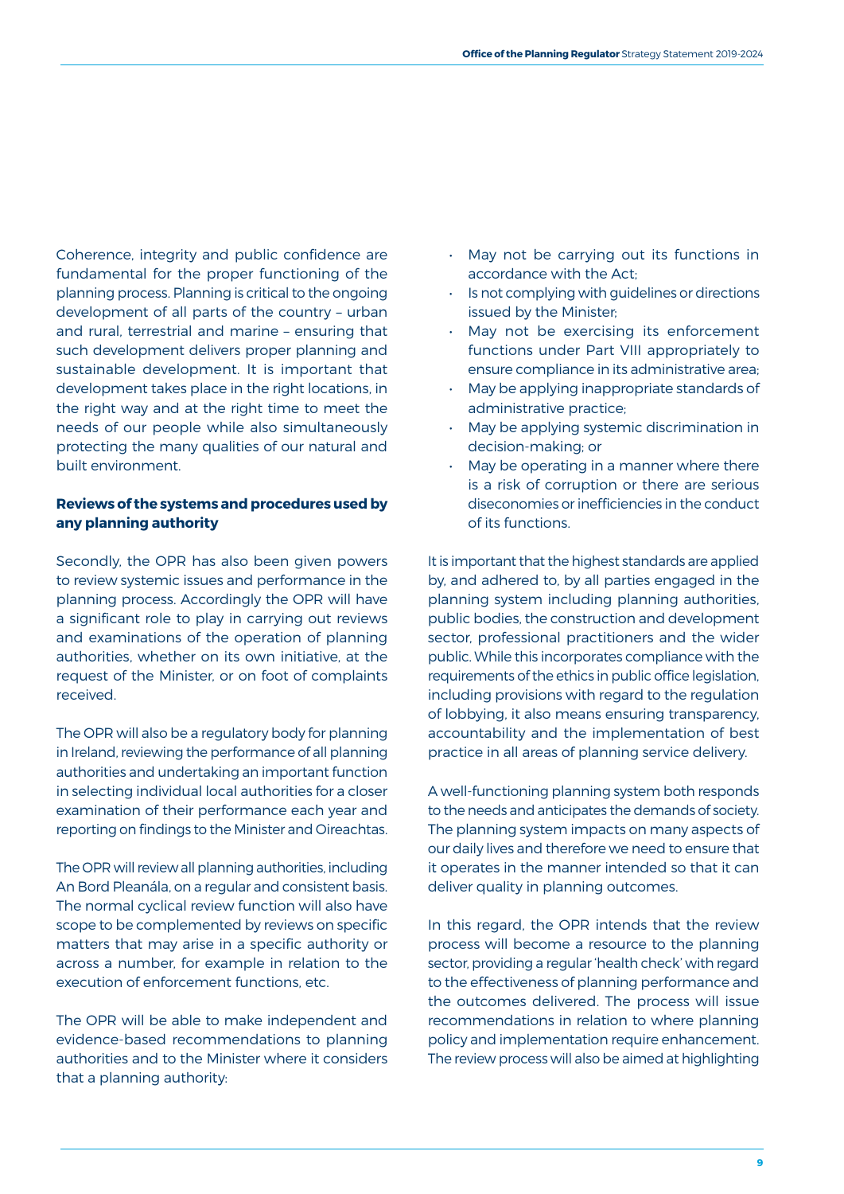Coherence, integrity and public confidence are fundamental for the proper functioning of the planning process. Planning is critical to the ongoing development of all parts of the country – urban and rural, terrestrial and marine – ensuring that such development delivers proper planning and sustainable development. It is important that development takes place in the right locations, in the right way and at the right time to meet the needs of our people while also simultaneously protecting the many qualities of our natural and built environment.

**Reviews of the systems and procedures used by any planning authority**

Secondly, the OPR has also been given powers to review systemic issues and performance in the planning process. Accordingly the OPR will have a significant role to play in carrying out reviews and examinations of the operation of planning authorities, whether on its own initiative, at the request of the Minister, or on foot of complaints received.

The OPR will also be a regulatory body for planning in Ireland, reviewing the performance of all planning authorities and undertaking an important function in selecting individual local authorities for a closer examination of their performance each year and reporting on findings to the Minister and Oireachtas.

The OPR will review all planning authorities, including An Bord Pleanála, on a regular and consistent basis. The normal cyclical review function will also have scope to be complemented by reviews on specific matters that may arise in a specific authority or across a number, for example in relation to the execution of enforcement functions, etc.

The OPR will be able to make independent and evidence-based recommendations to planning authorities and to the Minister where it considers that a planning authority:

- May not be carrying out its functions in accordance with the Act;
- Is not complying with guidelines or directions issued by the Minister;
- May not be exercising its enforcement functions under Part VIII appropriately to ensure compliance in its administrative area;
- May be applying inappropriate standards of administrative practice;
- May be applying systemic discrimination in decision-making; or
- May be operating in a manner where there is a risk of corruption or there are serious diseconomies or inefficiencies in the conduct of its functions.

It is important that the highest standards are applied by, and adhered to, by all parties engaged in the planning system including planning authorities, public bodies, the construction and development sector, professional practitioners and the wider public. While this incorporates compliance with the requirements of the ethics in public office legislation, including provisions with regard to the regulation of lobbying, it also means ensuring transparency, accountability and the implementation of best practice in all areas of planning service delivery.

A well-functioning planning system both responds to the needs and anticipates the demands of society. The planning system impacts on many aspects of our daily lives and therefore we need to ensure that it operates in the manner intended so that it can deliver quality in planning outcomes.

In this regard, the OPR intends that the review process will become a resource to the planning sector, providing a regular 'health check' with regard to the effectiveness of planning performance and the outcomes delivered. The process will issue recommendations in relation to where planning policy and implementation require enhancement. The review process will also be aimed at highlighting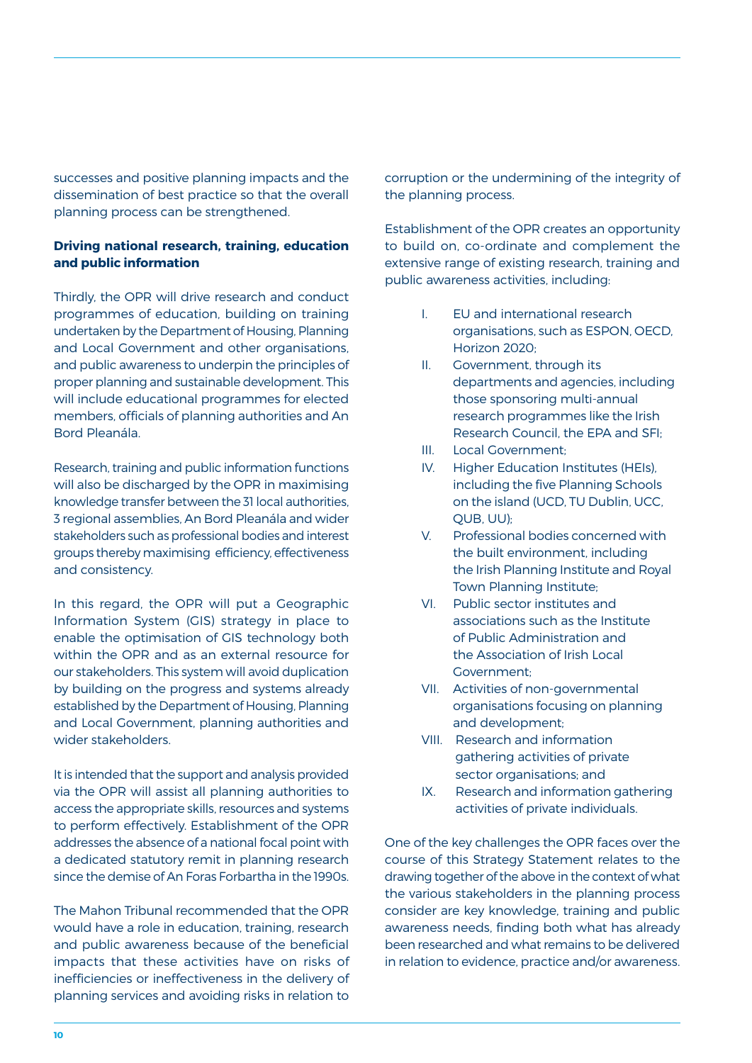successes and positive planning impacts and the dissemination of best practice so that the overall planning process can be strengthened.

**Driving national research, training, education and public information**

Thirdly, the OPR will drive research and conduct programmes of education, building on training undertaken by the Department of Housing, Planning and Local Government and other organisations, and public awareness to underpin the principles of proper planning and sustainable development. This will include educational programmes for elected members, officials of planning authorities and An Bord Pleanála.

Research, training and public information functions will also be discharged by the OPR in maximising knowledge transfer between the 31 local authorities, 3 regional assemblies, An Bord Pleanála and wider stakeholders such as professional bodies and interest groups thereby maximising efficiency, effectiveness and consistency.

In this regard, the OPR will put a Geographic Information System (GIS) strategy in place to enable the optimisation of GIS technology both within the OPR and as an external resource for our stakeholders. This system will avoid duplication by building on the progress and systems already established by the Department of Housing, Planning and Local Government, planning authorities and wider stakeholders.

It is intended that the support and analysis provided via the OPR will assist all planning authorities to access the appropriate skills, resources and systems to perform effectively. Establishment of the OPR addresses the absence of a national focal point with a dedicated statutory remit in planning research since the demise of An Foras Forbartha in the 1990s.

The Mahon Tribunal recommended that the OPR would have a role in education, training, research and public awareness because of the beneficial impacts that these activities have on risks of inefficiencies or ineffectiveness in the delivery of planning services and avoiding risks in relation to corruption or the undermining of the integrity of the planning process.

Establishment of the OPR creates an opportunity to build on, co-ordinate and complement the extensive range of existing research, training and public awareness activities, including:

I. EU and international research organisations, such as ESPON, OECD, Horizon 2020;
II. Government, through its departments and agencies, including those sponsoring multi-annual research programmes like the Irish Research Council, the EPA and SFI;
III. Local Government;
IV. Higher Education Institutes (HEIs), including the five Planning Schools on the island (UCD, TU Dublin, UCC, QUB, UU);
V. Professional bodies concerned with the built environment, including the Irish Planning Institute and Royal Town Planning Institute;
VI. Public sector institutes and associations such as the Institute of Public Administration and the Association of Irish Local Government;
VII. Activities of non-governmental organisations focusing on planning and development;
VIII. Research and information gathering activities of private sector organisations; and
IX. Research and information gathering activities of private individuals.

One of the key challenges the OPR faces over the course of this Strategy Statement relates to the drawing together of the above in the context of what the various stakeholders in the planning process consider are key knowledge, training and public awareness needs, finding both what has already been researched and what remains to be delivered in relation to evidence, practice and/or awareness.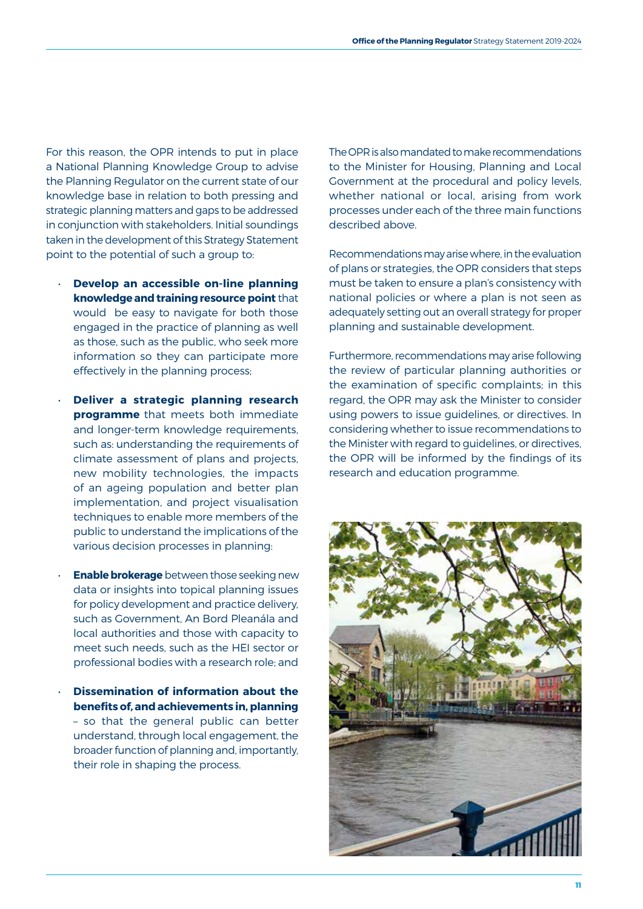For this reason, the OPR intends to put in place a National Planning Knowledge Group to advise the Planning Regulator on the current state of our knowledge base in relation to both pressing and strategic planning matters and gaps to be addressed in conjunction with stakeholders. Initial soundings taken in the development of this Strategy Statement point to the potential of such a group to:

- **Develop an accessible on-line planning knowledge and training resource point** that would be easy to navigate for both those engaged in the practice of planning as well as those, such as the public, who seek more information so they can participate more effectively in the planning process;
- **Deliver a strategic planning research programme** that meets both immediate and longer-term knowledge requirements, such as: understanding the requirements of climate assessment of plans and projects, new mobility technologies, the impacts of an ageing population and better plan implementation, and project visualisation techniques to enable more members of the public to understand the implications of the various decision processes in planning:
- **Enable brokerage** between those seeking new data or insights into topical planning issues for policy development and practice delivery, such as Government, An Bord Pleanála and local authorities and those with capacity to meet such needs, such as the HEI sector or professional bodies with a research role; and
- **Dissemination of information about the benefits of, and achievements in, planning** – so that the general public can better understand, through local engagement, the broader function of planning and, importantly, their role in shaping the process.

The OPR is also mandated to make recommendations to the Minister for Housing, Planning and Local Government at the procedural and policy levels, whether national or local, arising from work processes under each of the three main functions described above.

Recommendations may arise where, in the evaluation of plans or strategies, the OPR considers that steps must be taken to ensure a plan's consistency with national policies or where a plan is not seen as adequately setting out an overall strategy for proper planning and sustainable development.

Furthermore, recommendations may arise following the review of particular planning authorities or the examination of specific complaints; in this regard, the OPR may ask the Minister to consider using powers to issue guidelines, or directives. In considering whether to issue recommendations to the Minister with regard to guidelines, or directives, the OPR will be informed by the findings of its research and education programme.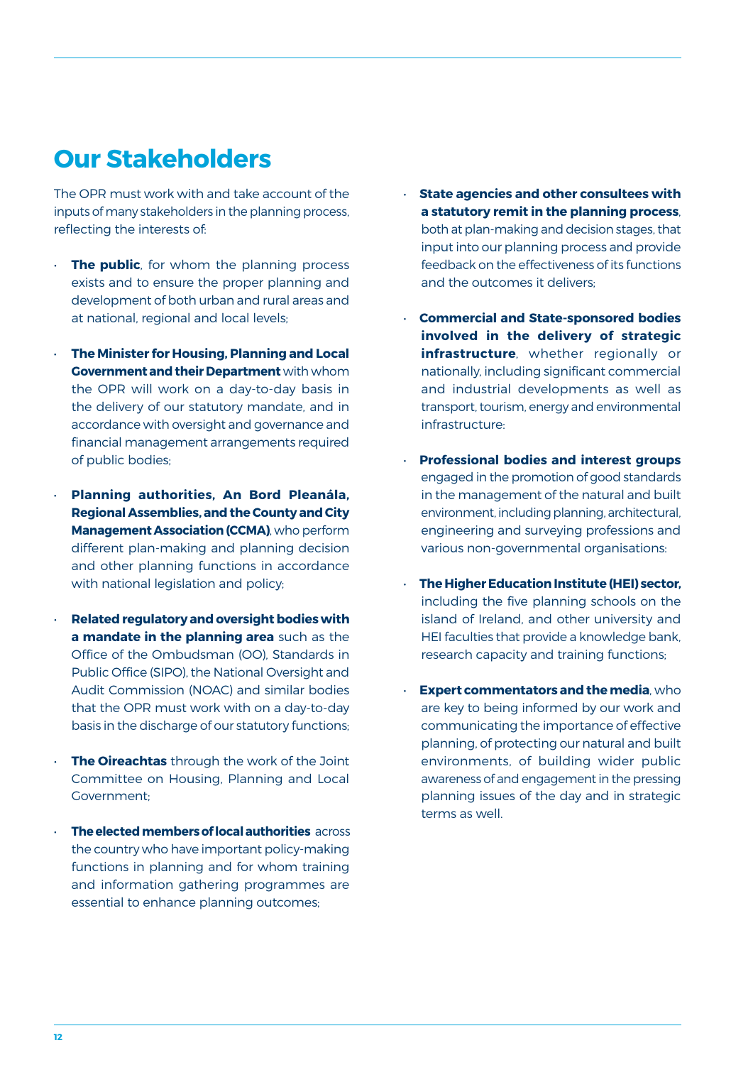# Our Stakeholders

The OPR must work with and take account of the inputs of many stakeholders in the planning process, reflecting the interests of:

- **The public**, for whom the planning process exists and to ensure the proper planning and development of both urban and rural areas and at national, regional and local levels;
- **The Minister for Housing, Planning and Local Government and their Department** with whom the OPR will work on a day-to-day basis in the delivery of our statutory mandate, and in accordance with oversight and governance and financial management arrangements required of public bodies;
- **Planning authorities, An Bord Pleanála, Regional Assemblies, and the County and City Management Association (CCMA)**, who perform different plan-making and planning decision and other planning functions in accordance with national legislation and policy;
- **Related regulatory and oversight bodies with a mandate in the planning area** such as the Office of the Ombudsman (OO), Standards in Public Office (SIPO), the National Oversight and Audit Commission (NOAC) and similar bodies that the OPR must work with on a day-to-day basis in the discharge of our statutory functions;
- **The Oireachtas** through the work of the Joint Committee on Housing, Planning and Local Government;
- **The elected members of local authorities** across the country who have important policy-making functions in planning and for whom training and information gathering programmes are essential to enhance planning outcomes;
- **State agencies and other consultees with a statutory remit in the planning process**, both at plan-making and decision stages, that input into our planning process and provide feedback on the effectiveness of its functions and the outcomes it delivers;
- **Commercial and State-sponsored bodies involved in the delivery of strategic infrastructure**, whether regionally or nationally, including significant commercial and industrial developments as well as transport, tourism, energy and environmental infrastructure:
- **Professional bodies and interest groups** engaged in the promotion of good standards in the management of the natural and built environment, including planning, architectural, engineering and surveying professions and various non-governmental organisations:
- **The Higher Education Institute (HEI) sector,** including the five planning schools on the island of Ireland, and other university and HEI faculties that provide a knowledge bank, research capacity and training functions;
- **Expert commentators and the media**, who are key to being informed by our work and communicating the importance of effective planning, of protecting our natural and built environments, of building wider public awareness of and engagement in the pressing planning issues of the day and in strategic terms as well.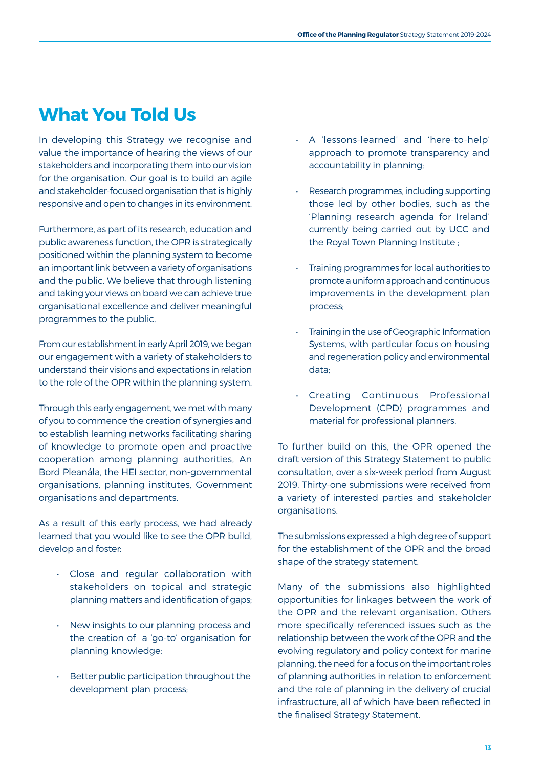# What You Told Us

In developing this Strategy we recognise and value the importance of hearing the views of our stakeholders and incorporating them into our vision for the organisation. Our goal is to build an agile and stakeholder-focused organisation that is highly responsive and open to changes in its environment.

Furthermore, as part of its research, education and public awareness function, the OPR is strategically positioned within the planning system to become an important link between a variety of organisations and the public. We believe that through listening and taking your views on board we can achieve true organisational excellence and deliver meaningful programmes to the public.

From our establishment in early April 2019, we began our engagement with a variety of stakeholders to understand their visions and expectations in relation to the role of the OPR within the planning system.

Through this early engagement, we met with many of you to commence the creation of synergies and to establish learning networks facilitating sharing of knowledge to promote open and proactive cooperation among planning authorities, An Bord Pleanála, the HEI sector, non-governmental organisations, planning institutes, Government organisations and departments.

As a result of this early process, we had already learned that you would like to see the OPR build, develop and foster:

- Close and regular collaboration with stakeholders on topical and strategic planning matters and identification of gaps;
- New insights to our planning process and the creation of a 'go-to' organisation for planning knowledge;
- Better public participation throughout the development plan process;
- A 'lessons-learned' and 'here-to-help' approach to promote transparency and accountability in planning;
- Research programmes, including supporting those led by other bodies, such as the 'Planning research agenda for Ireland' currently being carried out by UCC and the Royal Town Planning Institute ;
- Training programmes for local authorities to promote a uniform approach and continuous improvements in the development plan process;
- Training in the use of Geographic Information Systems, with particular focus on housing and regeneration policy and environmental data;
- Creating Continuous Professional Development (CPD) programmes and material for professional planners.

To further build on this, the OPR opened the draft version of this Strategy Statement to public consultation, over a six-week period from August 2019. Thirty-one submissions were received from a variety of interested parties and stakeholder organisations.

The submissions expressed a high degree of support for the establishment of the OPR and the broad shape of the strategy statement.

Many of the submissions also highlighted opportunities for linkages between the work of the OPR and the relevant organisation. Others more specifically referenced issues such as the relationship between the work of the OPR and the evolving regulatory and policy context for marine planning, the need for a focus on the important roles of planning authorities in relation to enforcement and the role of planning in the delivery of crucial infrastructure, all of which have been reflected in the finalised Strategy Statement.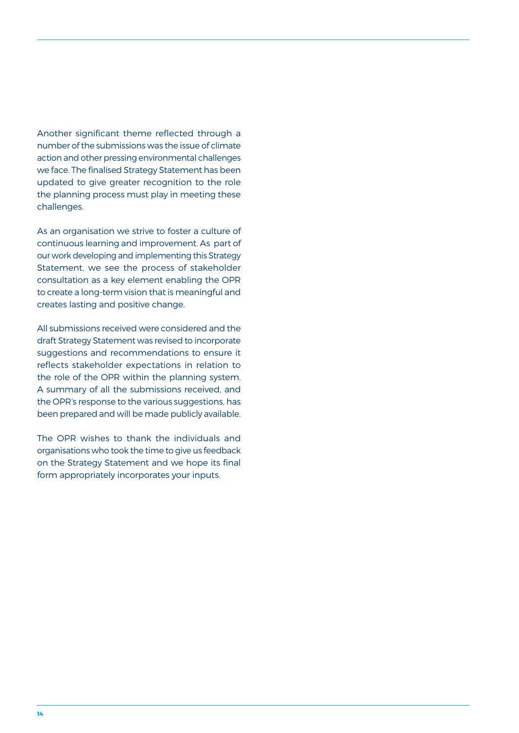Another significant theme reflected through a number of the submissions was the issue of climate action and other pressing environmental challenges we face. The finalised Strategy Statement has been updated to give greater recognition to the role the planning process must play in meeting these challenges.

As an organisation we strive to foster a culture of continuous learning and improvement. As part of our work developing and implementing this Strategy Statement, we see the process of stakeholder consultation as a key element enabling the OPR to create a long-term vision that is meaningful and creates lasting and positive change.

All submissions received were considered and the draft Strategy Statement was revised to incorporate suggestions and recommendations to ensure it reflects stakeholder expectations in relation to the role of the OPR within the planning system. A summary of all the submissions received, and the OPR's response to the various suggestions, has been prepared and will be made publicly available.

The OPR wishes to thank the individuals and organisations who took the time to give us feedback on the Strategy Statement and we hope its final form appropriately incorporates your inputs.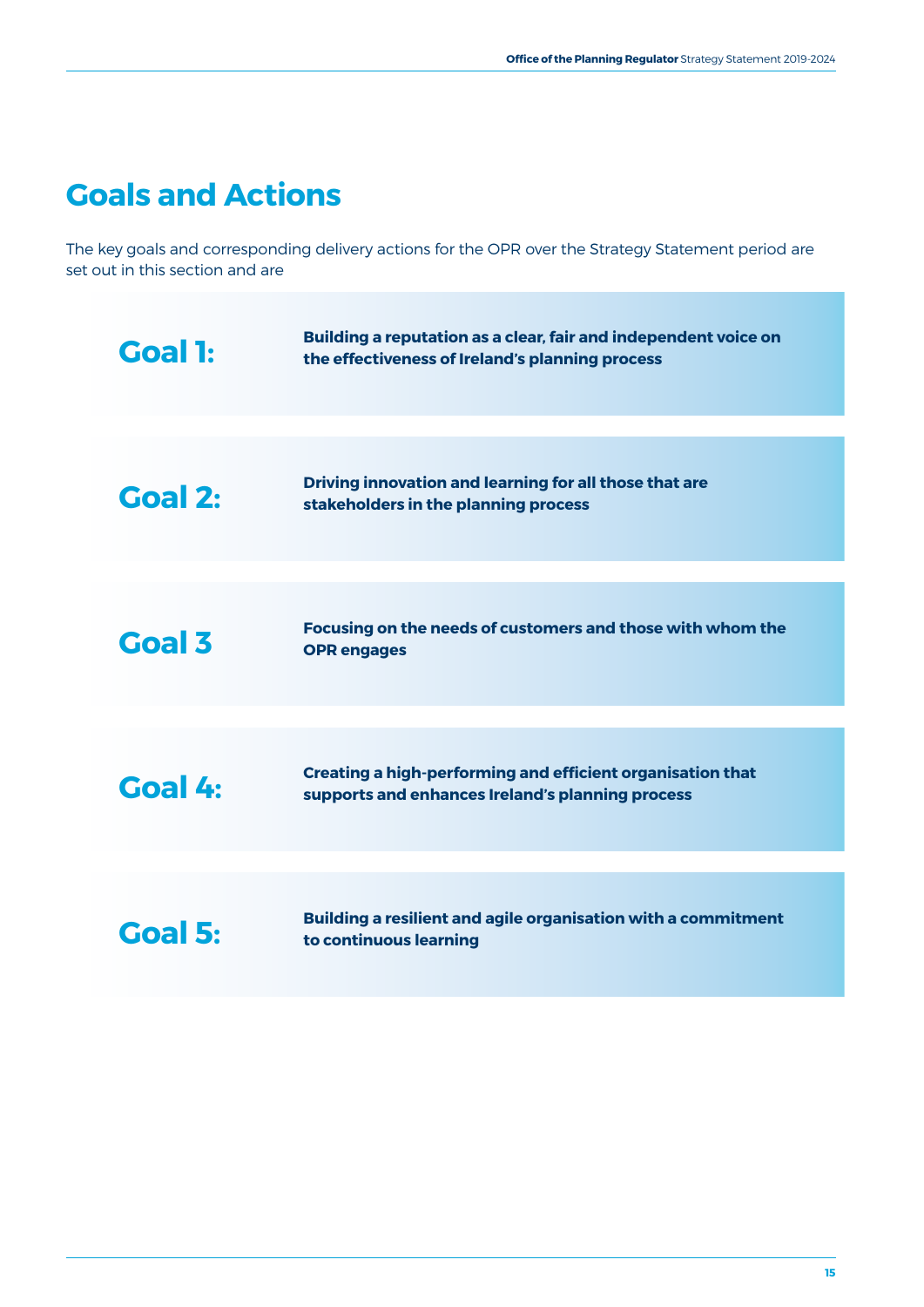# Goals and Actions

The key goals and corresponding delivery actions for the OPR over the Strategy Statement period are set out in this section and are

**Goal 1:** **Building a reputation as a clear, fair and independent voice on the effectiveness of Ireland's planning process**

**Goal 2:** **Driving innovation and learning for all those that are stakeholders in the planning process**

**Goal 3** **Focusing on the needs of customers and those with whom the OPR engages**

**Goal 4:** **Creating a high-performing and efficient organisation that supports and enhances Ireland's planning process**

**Goal 5:** **Building a resilient and agile organisation with a commitment to continuous learning**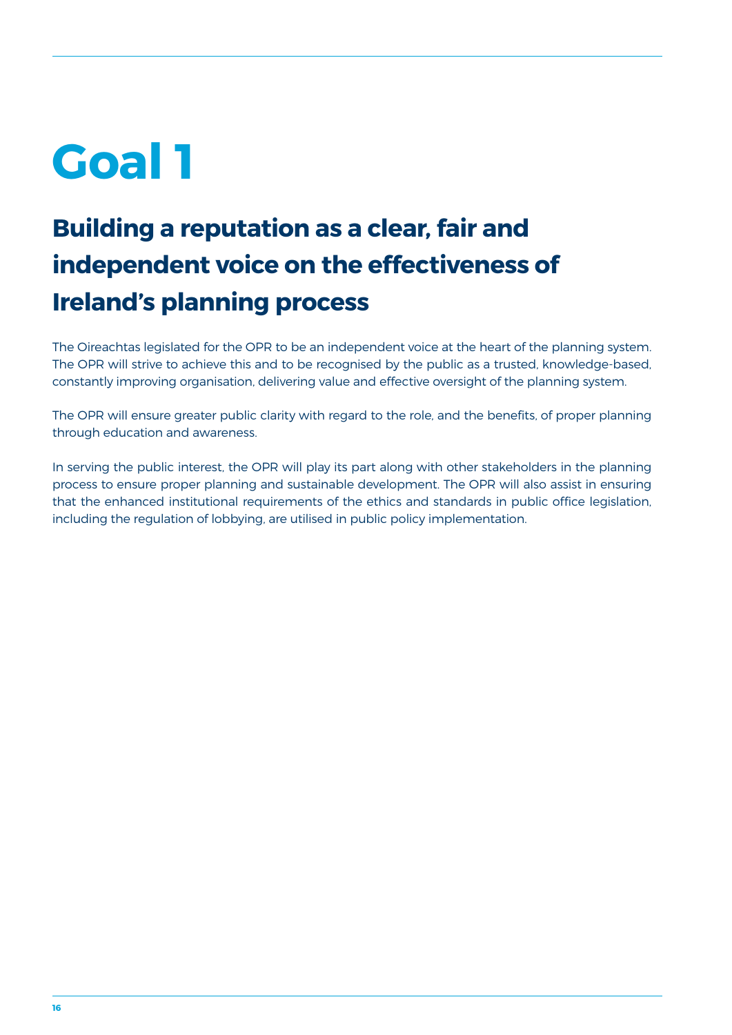# Goal 1

## Building a reputation as a clear, fair and independent voice on the effectiveness of Ireland's planning process

The Oireachtas legislated for the OPR to be an independent voice at the heart of the planning system. The OPR will strive to achieve this and to be recognised by the public as a trusted, knowledge-based, constantly improving organisation, delivering value and effective oversight of the planning system.

The OPR will ensure greater public clarity with regard to the role, and the benefits, of proper planning through education and awareness.

In serving the public interest, the OPR will play its part along with other stakeholders in the planning process to ensure proper planning and sustainable development. The OPR will also assist in ensuring that the enhanced institutional requirements of the ethics and standards in public office legislation, including the regulation of lobbying, are utilised in public policy implementation.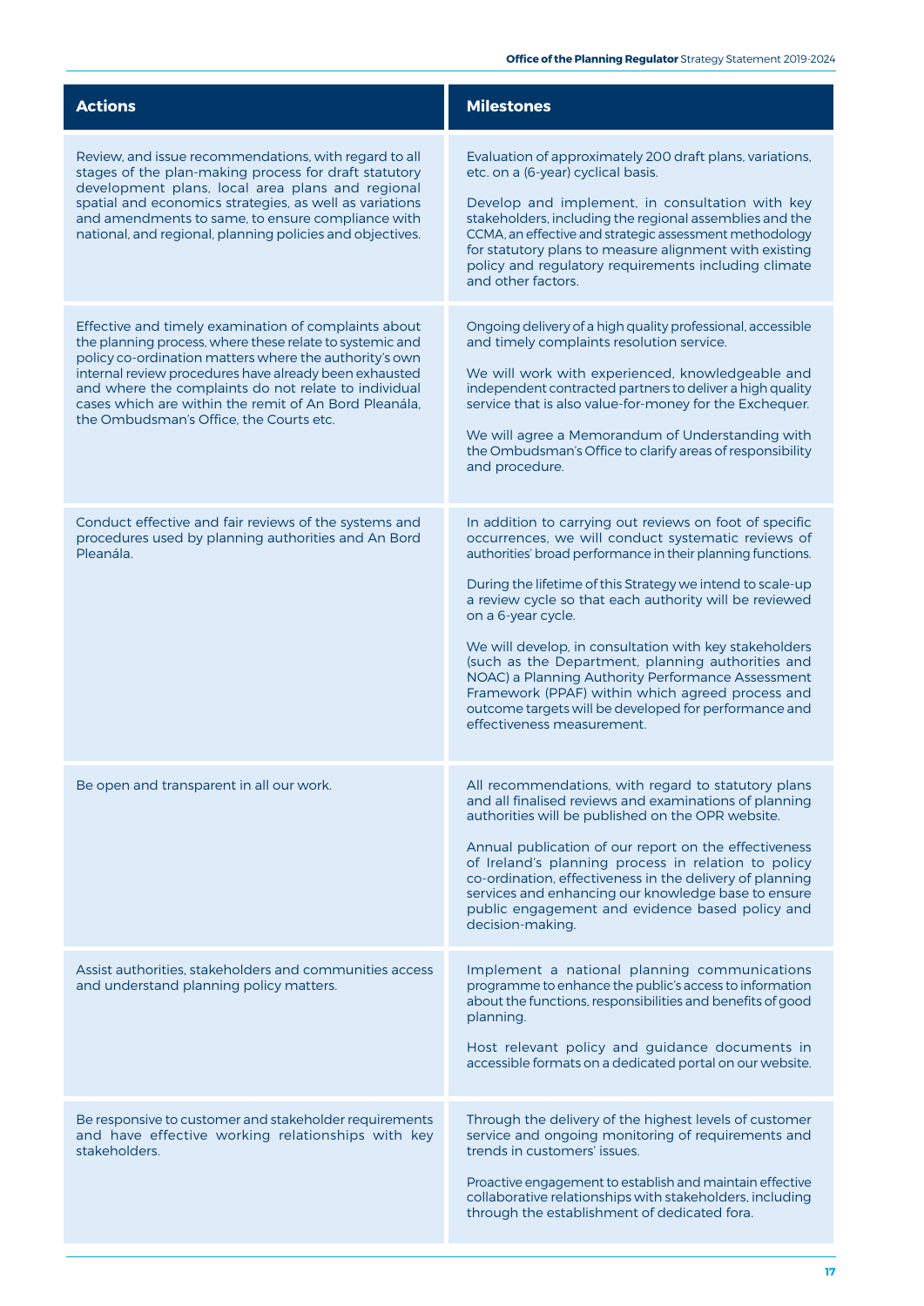| Actions | Milestones |
|---|---|
| Review, and issue recommendations, with regard to all stages of the plan-making process for draft statutory development plans, local area plans and regional spatial and economics strategies, as well as variations and amendments to same, to ensure compliance with national, and regional, planning policies and objectives. | Evaluation of approximately 200 draft plans, variations, etc. on a (6-year) cyclical basis.<br><br>Develop and implement, in consultation with key stakeholders, including the regional assemblies and the CCMA, an effective and strategic assessment methodology for statutory plans to measure alignment with existing policy and regulatory requirements including climate and other factors. |
| Effective and timely examination of complaints about the planning process, where these relate to systemic and policy co-ordination matters where the authority's own internal review procedures have already been exhausted and where the complaints do not relate to individual cases which are within the remit of An Bord Pleanála, the Ombudsman's Office, the Courts etc. | Ongoing delivery of a high quality professional, accessible and timely complaints resolution service.<br><br>We will work with experienced, knowledgeable and independent contracted partners to deliver a high quality service that is also value-for-money for the Exchequer.<br><br>We will agree a Memorandum of Understanding with the Ombudsman's Office to clarify areas of responsibility and procedure. |
| Conduct effective and fair reviews of the systems and procedures used by planning authorities and An Bord Pleanála. | In addition to carrying out reviews on foot of specific occurrences, we will conduct systematic reviews of authorities' broad performance in their planning functions.<br><br>During the lifetime of this Strategy we intend to scale-up a review cycle so that each authority will be reviewed on a 6-year cycle.<br><br>We will develop, in consultation with key stakeholders (such as the Department, planning authorities and NOAC) a Planning Authority Performance Assessment Framework (PPAF) within which agreed process and outcome targets will be developed for performance and effectiveness measurement. |
| Be open and transparent in all our work. | All recommendations, with regard to statutory plans and all finalised reviews and examinations of planning authorities will be published on the OPR website.<br><br>Annual publication of our report on the effectiveness of Ireland's planning process in relation to policy co-ordination, effectiveness in the delivery of planning services and enhancing our knowledge base to ensure public engagement and evidence based policy and decision-making. |
| Assist authorities, stakeholders and communities access and understand planning policy matters. | Implement a national planning communications programme to enhance the public's access to information about the functions, responsibilities and benefits of good planning.<br><br>Host relevant policy and guidance documents in accessible formats on a dedicated portal on our website. |
| Be responsive to customer and stakeholder requirements and have effective working relationships with key stakeholders. | Through the delivery of the highest levels of customer service and ongoing monitoring of requirements and trends in customers' issues.<br><br>Proactive engagement to establish and maintain effective collaborative relationships with stakeholders, including through the establishment of dedicated fora. |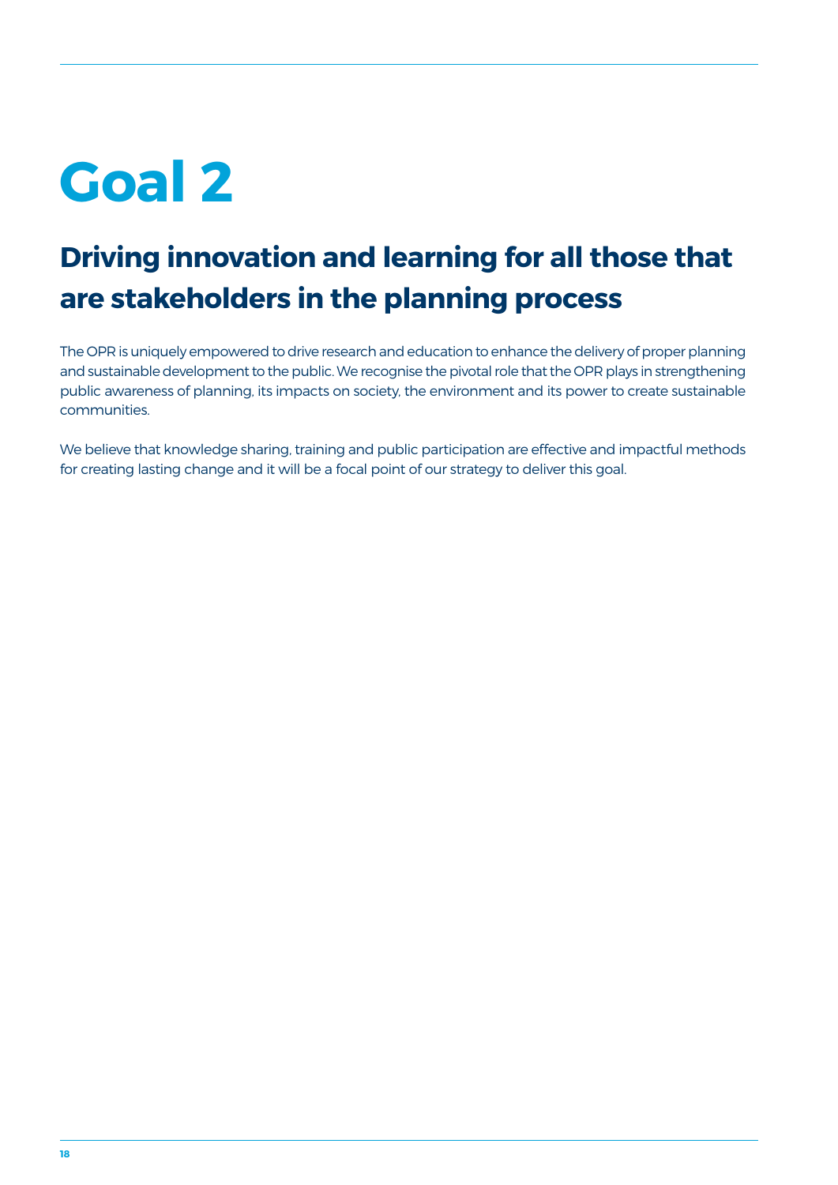# Goal 2

## Driving innovation and learning for all those that are stakeholders in the planning process

The OPR is uniquely empowered to drive research and education to enhance the delivery of proper planning and sustainable development to the public. We recognise the pivotal role that the OPR plays in strengthening public awareness of planning, its impacts on society, the environment and its power to create sustainable communities.

We believe that knowledge sharing, training and public participation are effective and impactful methods for creating lasting change and it will be a focal point of our strategy to deliver this goal.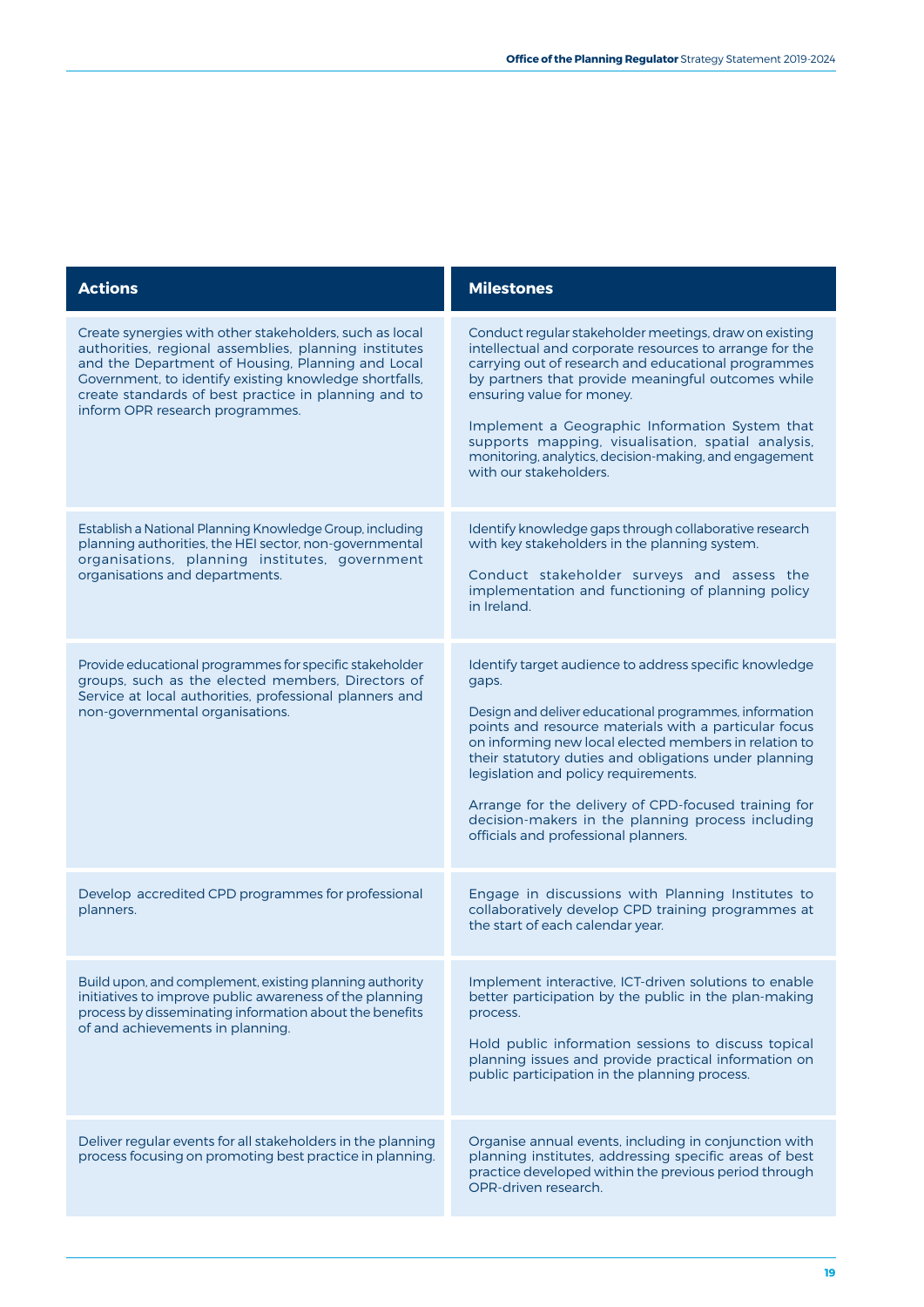| Actions | Milestones |
| --- | --- |
| Create synergies with other stakeholders, such as local authorities, regional assemblies, planning institutes and the Department of Housing, Planning and Local Government, to identify existing knowledge shortfalls, create standards of best practice in planning and to inform OPR research programmes. | Conduct regular stakeholder meetings, draw on existing intellectual and corporate resources to arrange for the carrying out of research and educational programmes by partners that provide meaningful outcomes while ensuring value for money.<br><br>Implement a Geographic Information System that supports mapping, visualisation, spatial analysis, monitoring, analytics, decision-making, and engagement with our stakeholders. |
| Establish a National Planning Knowledge Group, including planning authorities, the HEI sector, non-governmental organisations, planning institutes, government organisations and departments. | Identify knowledge gaps through collaborative research with key stakeholders in the planning system.<br><br>Conduct stakeholder surveys and assess the implementation and functioning of planning policy in Ireland. |
| Provide educational programmes for specific stakeholder groups, such as the elected members, Directors of Service at local authorities, professional planners and non-governmental organisations. | Identify target audience to address specific knowledge gaps.<br><br>Design and deliver educational programmes, information points and resource materials with a particular focus on informing new local elected members in relation to their statutory duties and obligations under planning legislation and policy requirements.<br><br>Arrange for the delivery of CPD-focused training for decision-makers in the planning process including officials and professional planners. |
| Develop accredited CPD programmes for professional planners. | Engage in discussions with Planning Institutes to collaboratively develop CPD training programmes at the start of each calendar year. |
| Build upon, and complement, existing planning authority initiatives to improve public awareness of the planning process by disseminating information about the benefits of and achievements in planning. | Implement interactive, ICT-driven solutions to enable better participation by the public in the plan-making process.<br><br>Hold public information sessions to discuss topical planning issues and provide practical information on public participation in the planning process. |
| Deliver regular events for all stakeholders in the planning process focusing on promoting best practice in planning. | Organise annual events, including in conjunction with planning institutes, addressing specific areas of best practice developed within the previous period through OPR-driven research. |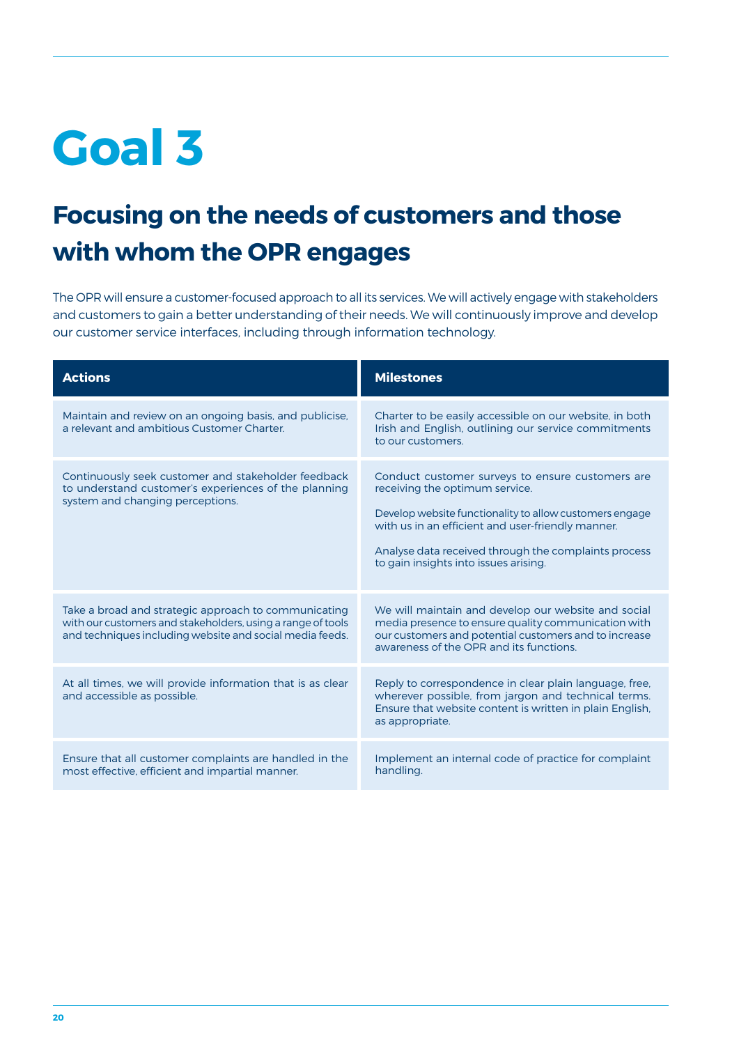# Goal 3

## Focusing on the needs of customers and those with whom the OPR engages

The OPR will ensure a customer-focused approach to all its services. We will actively engage with stakeholders and customers to gain a better understanding of their needs. We will continuously improve and develop our customer service interfaces, including through information technology.

| Actions | Milestones |
|---|---|
| Maintain and review on an ongoing basis, and publicise, a relevant and ambitious Customer Charter. | Charter to be easily accessible on our website, in both Irish and English, outlining our service commitments to our customers. |
| Continuously seek customer and stakeholder feedback to understand customer's experiences of the planning system and changing perceptions. | Conduct customer surveys to ensure customers are receiving the optimum service.<br><br>Develop website functionality to allow customers engage with us in an efficient and user-friendly manner.<br><br>Analyse data received through the complaints process to gain insights into issues arising. |
| Take a broad and strategic approach to communicating with our customers and stakeholders, using a range of tools and techniques including website and social media feeds. | We will maintain and develop our website and social media presence to ensure quality communication with our customers and potential customers and to increase awareness of the OPR and its functions. |
| At all times, we will provide information that is as clear and accessible as possible. | Reply to correspondence in clear plain language, free, wherever possible, from jargon and technical terms. Ensure that website content is written in plain English, as appropriate. |
| Ensure that all customer complaints are handled in the most effective, efficient and impartial manner. | Implement an internal code of practice for complaint handling. |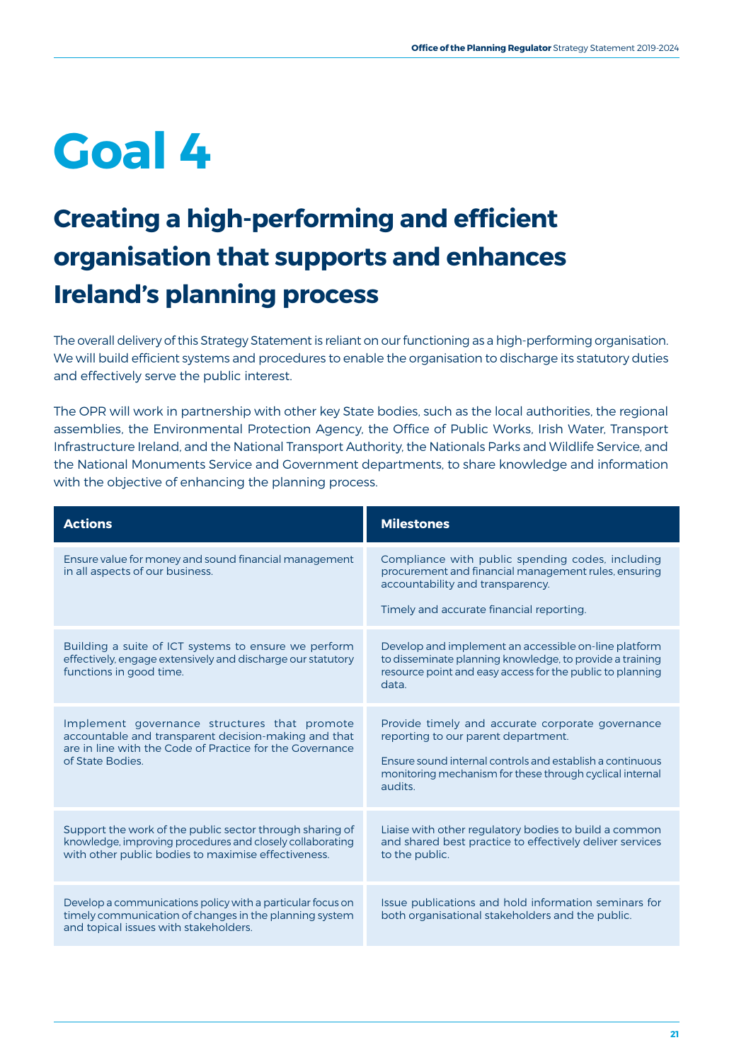# Goal 4

## Creating a high-performing and efficient organisation that supports and enhances Ireland's planning process

The overall delivery of this Strategy Statement is reliant on our functioning as a high-performing organisation. We will build efficient systems and procedures to enable the organisation to discharge its statutory duties and effectively serve the public interest.

The OPR will work in partnership with other key State bodies, such as the local authorities, the regional assemblies, the Environmental Protection Agency, the Office of Public Works, Irish Water, Transport Infrastructure Ireland, and the National Transport Authority, the Nationals Parks and Wildlife Service, and the National Monuments Service and Government departments, to share knowledge and information with the objective of enhancing the planning process.

| Actions | Milestones |
|---|---|
| Ensure value for money and sound financial management in all aspects of our business. | Compliance with public spending codes, including procurement and financial management rules, ensuring accountability and transparency.<br><br>Timely and accurate financial reporting. |
| Building a suite of ICT systems to ensure we perform effectively, engage extensively and discharge our statutory functions in good time. | Develop and implement an accessible on-line platform to disseminate planning knowledge, to provide a training resource point and easy access for the public to planning data. |
| Implement governance structures that promote accountable and transparent decision-making and that are in line with the Code of Practice for the Governance of State Bodies. | Provide timely and accurate corporate governance reporting to our parent department.<br><br>Ensure sound internal controls and establish a continuous monitoring mechanism for these through cyclical internal audits. |
| Support the work of the public sector through sharing of knowledge, improving procedures and closely collaborating with other public bodies to maximise effectiveness. | Liaise with other regulatory bodies to build a common and shared best practice to effectively deliver services to the public. |
| Develop a communications policy with a particular focus on timely communication of changes in the planning system and topical issues with stakeholders. | Issue publications and hold information seminars for both organisational stakeholders and the public. |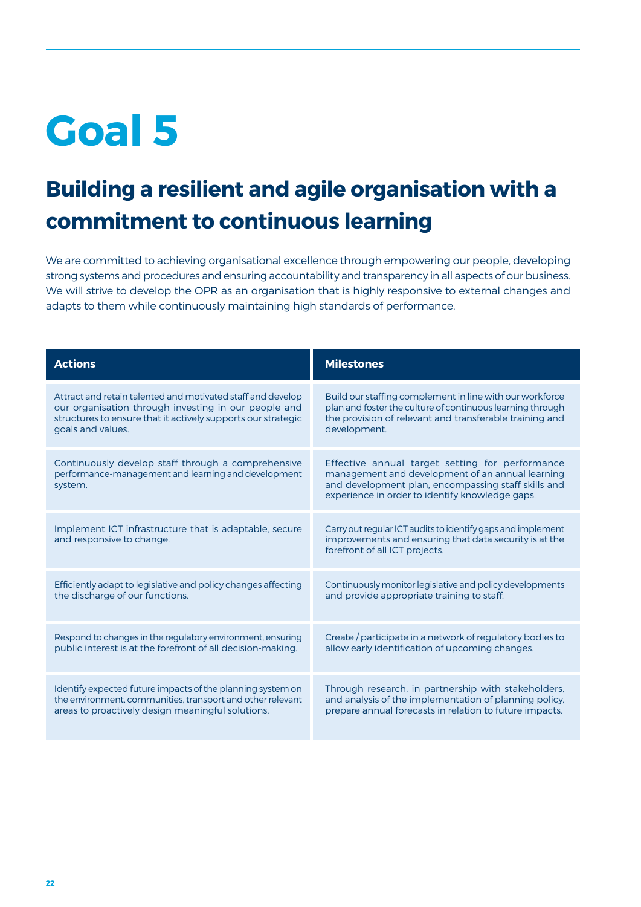# Goal 5

## Building a resilient and agile organisation with a commitment to continuous learning

We are committed to achieving organisational excellence through empowering our people, developing strong systems and procedures and ensuring accountability and transparency in all aspects of our business. We will strive to develop the OPR as an organisation that is highly responsive to external changes and adapts to them while continuously maintaining high standards of performance.

| Actions | Milestones |
| --- | --- |
| Attract and retain talented and motivated staff and develop our organisation through investing in our people and structures to ensure that it actively supports our strategic goals and values. | Build our staffing complement in line with our workforce plan and foster the culture of continuous learning through the provision of relevant and transferable training and development. |
| Continuously develop staff through a comprehensive performance-management and learning and development system. | Effective annual target setting for performance management and development of an annual learning and development plan, encompassing staff skills and experience in order to identify knowledge gaps. |
| Implement ICT infrastructure that is adaptable, secure and responsive to change. | Carry out regular ICT audits to identify gaps and implement improvements and ensuring that data security is at the forefront of all ICT projects. |
| Efficiently adapt to legislative and policy changes affecting the discharge of our functions. | Continuously monitor legislative and policy developments and provide appropriate training to staff. |
| Respond to changes in the regulatory environment, ensuring public interest is at the forefront of all decision-making. | Create / participate in a network of regulatory bodies to allow early identification of upcoming changes. |
| Identify expected future impacts of the planning system on the environment, communities, transport and other relevant areas to proactively design meaningful solutions. | Through research, in partnership with stakeholders, and analysis of the implementation of planning policy, prepare annual forecasts in relation to future impacts. |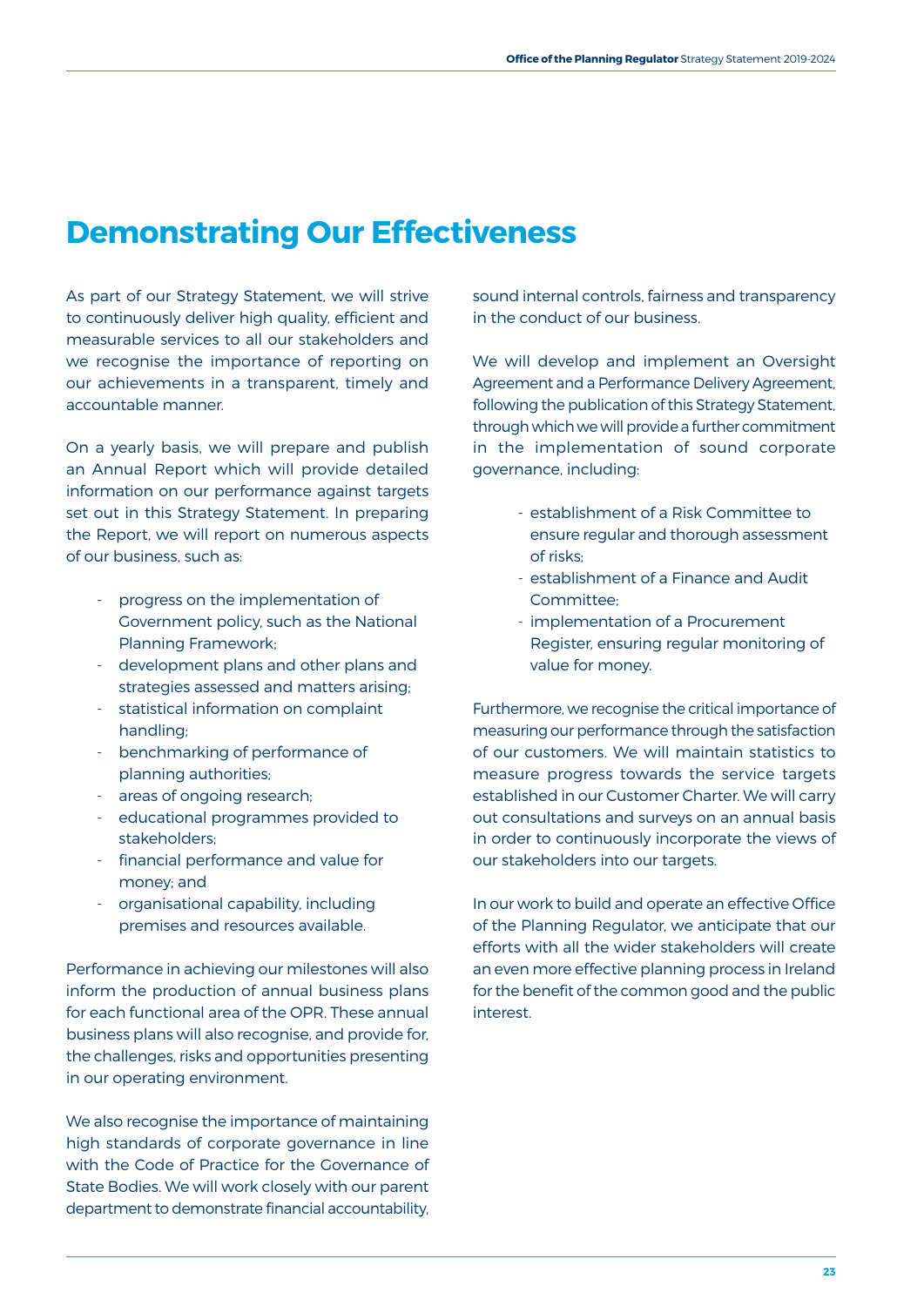# Demonstrating Our Effectiveness

As part of our Strategy Statement, we will strive to continuously deliver high quality, efficient and measurable services to all our stakeholders and we recognise the importance of reporting on our achievements in a transparent, timely and accountable manner.

On a yearly basis, we will prepare and publish an Annual Report which will provide detailed information on our performance against targets set out in this Strategy Statement. In preparing the Report, we will report on numerous aspects of our business, such as:

- progress on the implementation of Government policy, such as the National Planning Framework;
- development plans and other plans and strategies assessed and matters arising;
- statistical information on complaint handling;
- benchmarking of performance of planning authorities;
- areas of ongoing research;
- educational programmes provided to stakeholders;
- financial performance and value for money; and
- organisational capability, including premises and resources available.

Performance in achieving our milestones will also inform the production of annual business plans for each functional area of the OPR. These annual business plans will also recognise, and provide for, the challenges, risks and opportunities presenting in our operating environment.

We also recognise the importance of maintaining high standards of corporate governance in line with the Code of Practice for the Governance of State Bodies. We will work closely with our parent department to demonstrate financial accountability, sound internal controls, fairness and transparency in the conduct of our business.

We will develop and implement an Oversight Agreement and a Performance Delivery Agreement, following the publication of this Strategy Statement, through which we will provide a further commitment in the implementation of sound corporate governance, including:

- establishment of a Risk Committee to ensure regular and thorough assessment of risks;
- establishment of a Finance and Audit Committee;
- implementation of a Procurement Register, ensuring regular monitoring of value for money.

Furthermore, we recognise the critical importance of measuring our performance through the satisfaction of our customers. We will maintain statistics to measure progress towards the service targets established in our Customer Charter. We will carry out consultations and surveys on an annual basis in order to continuously incorporate the views of our stakeholders into our targets.

In our work to build and operate an effective Office of the Planning Regulator, we anticipate that our efforts with all the wider stakeholders will create an even more effective planning process in Ireland for the benefit of the common good and the public interest.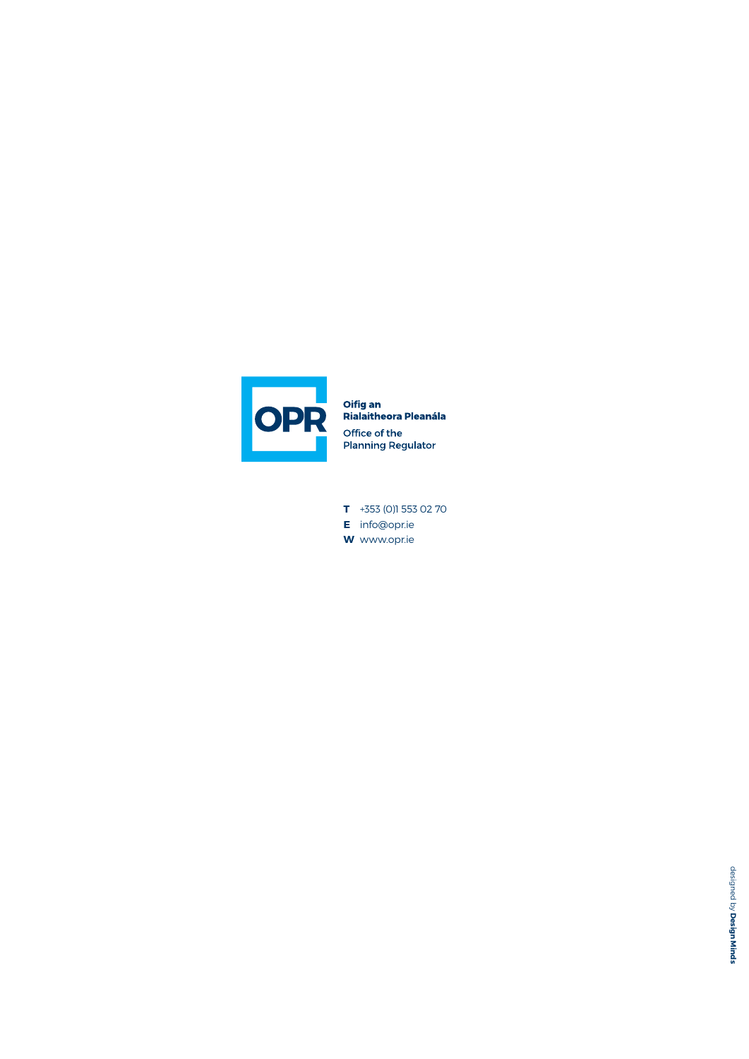OPR

**Oifig an Rialaitheora Pleanála**

Office of the Planning Regulator

**T** +353 (0)1 553 02 70
**E** info@opr.ie
**W** www.opr.ie

designed by **Design Minds**